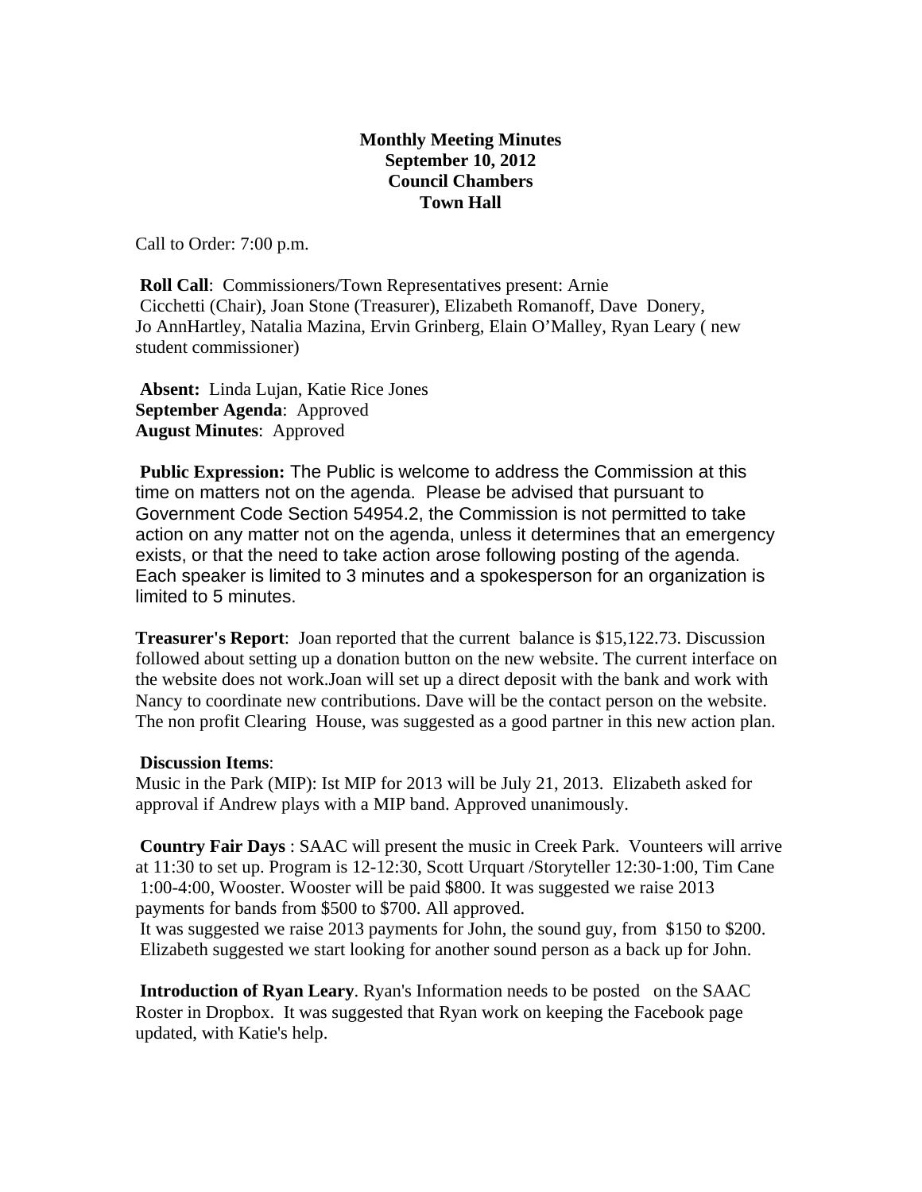**Monthly Meeting Minutes**
**September 10, 2012**
**Council Chambers**
**Town Hall**

Call to Order: 7:00 p.m.

**Roll Call**: Commissioners/Town Representatives present: Arnie Cicchetti (Chair), Joan Stone (Treasurer), Elizabeth Romanoff, Dave Donery, Jo AnnHartley, Natalia Mazina, Ervin Grinberg, Elain O'Malley, Ryan Leary ( new student commissioner)

**Absent:** Linda Lujan, Katie Rice Jones
**September Agenda**: Approved
**August Minutes**: Approved

**Public Expression:** The Public is welcome to address the Commission at this time on matters not on the agenda. Please be advised that pursuant to Government Code Section 54954.2, the Commission is not permitted to take action on any matter not on the agenda, unless it determines that an emergency exists, or that the need to take action arose following posting of the agenda. Each speaker is limited to 3 minutes and a spokesperson for an organization is limited to 5 minutes.

**Treasurer's Report**: Joan reported that the current balance is $15,122.73. Discussion followed about setting up a donation button on the new website. The current interface on the website does not work.Joan will set up a direct deposit with the bank and work with Nancy to coordinate new contributions. Dave will be the contact person on the website. The non profit Clearing House, was suggested as a good partner in this new action plan.

**Discussion Items**:
Music in the Park (MIP): Ist MIP for 2013 will be July 21, 2013. Elizabeth asked for approval if Andrew plays with a MIP band. Approved unanimously.

**Country Fair Days** : SAAC will present the music in Creek Park. Vounteers will arrive at 11:30 to set up. Program is 12-12:30, Scott Urquart /Storyteller 12:30-1:00, Tim Cane 1:00-4:00, Wooster. Wooster will be paid $800. It was suggested we raise 2013 payments for bands from $500 to $700. All approved.
It was suggested we raise 2013 payments for John, the sound guy, from $150 to $200. Elizabeth suggested we start looking for another sound person as a back up for John.

**Introduction of Ryan Leary**. Ryan's Information needs to be posted on the SAAC Roster in Dropbox. It was suggested that Ryan work on keeping the Facebook page updated, with Katie's help.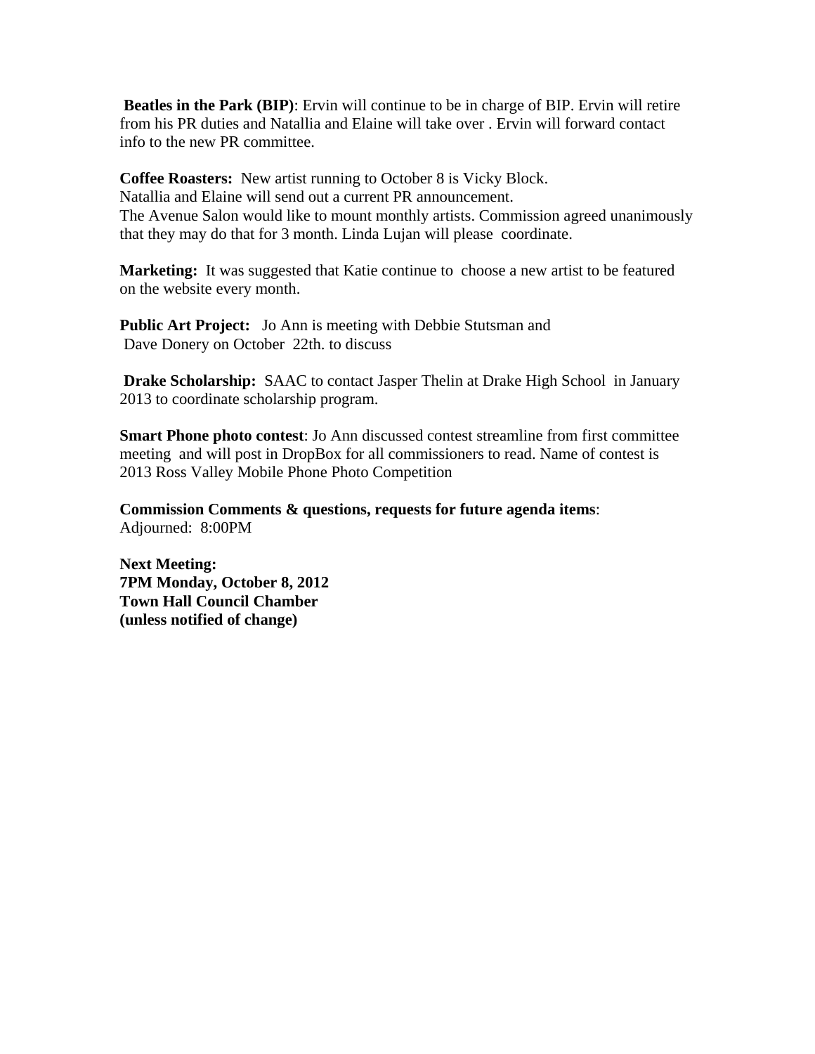**Beatles in the Park (BIP)**: Ervin will continue to be in charge of BIP. Ervin will retire from his PR duties and Natallia and Elaine will take over . Ervin will forward contact info to the new PR committee.

**Coffee Roasters:** New artist running to October 8 is Vicky Block.
Natallia and Elaine will send out a current PR announcement.
The Avenue Salon would like to mount monthly artists. Commission agreed unanimously that they may do that for 3 month. Linda Lujan will please coordinate.

**Marketing:** It was suggested that Katie continue to choose a new artist to be featured on the website every month.

**Public Art Project:** Jo Ann is meeting with Debbie Stutsman and Dave Donery on October 22th. to discuss

**Drake Scholarship:** SAAC to contact Jasper Thelin at Drake High School in January 2013 to coordinate scholarship program.

**Smart Phone photo contest**: Jo Ann discussed contest streamline from first committee meeting and will post in DropBox for all commissioners to read. Name of contest is 2013 Ross Valley Mobile Phone Photo Competition

**Commission Comments & questions, requests for future agenda items**:
Adjourned: 8:00PM

**Next Meeting:**
**7PM Monday, October 8, 2012**
**Town Hall Council Chamber**
**(unless notified of change)**